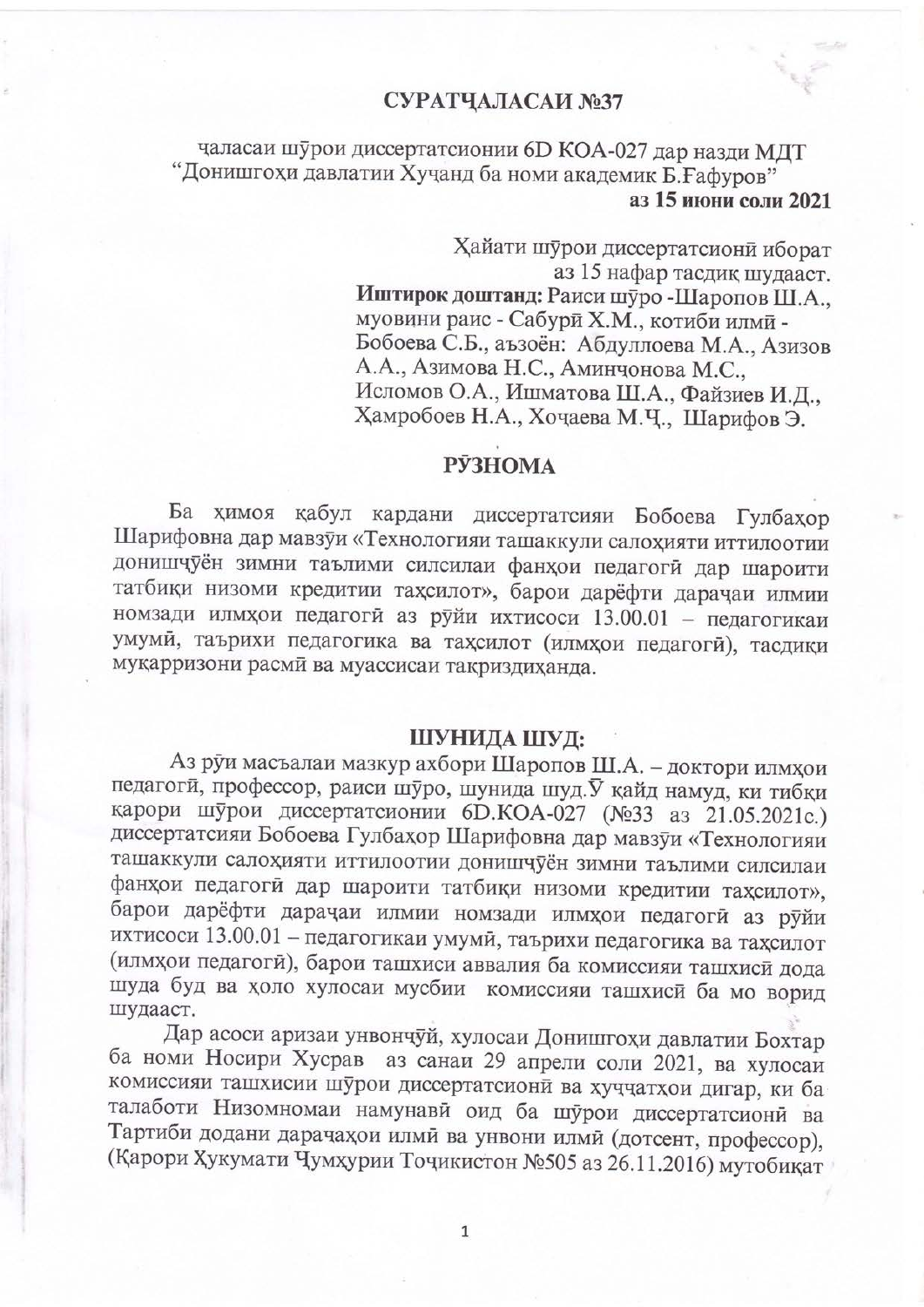## СУРАТҶАЛАСАИ №37

чаласаи шӯрои диссертатсионии 6D КОА-027 дар назди МДТ "Донишгоҳи давлатии Хуҷанд ба номи академик Б.Ғафуров"

**аз 15 июни соли 2021**

Ҳайати шӯрои диссертатсионӣ иборат аз 15 нафар тасдиқ шудааст.
**Иштирок доштанд:** Раиси шӯро -Шаропов Ш.А., муовини раис - Сабурӣ Х.М., котиби илмӣ - Бобоева С.Б., аъзоён: Абдуллоева М.А., Азизов А.А., Азимова Н.С., Аминҷонова М.С., Исломов О.А., Ишматова Ш.А., Файзиев И.Д., Ҳамробоев Н.А., Хоҷаева М.Ҷ., Шарифов Э.

## РӮЗНОМА

Ба ҳимоя қабул кардани диссертатсияи Бобоева Гулбаҳор Шарифовна дар мавзӯи «Технологияи ташаккули салоҳияти иттилоотии донишҷӯён зимни таълими силсилаи фанҳои педагогӣ дар шароити татбиқи низоми кредитии таҳсилот», барои дарёфти дараҷаи илмии номзади илмҳои педагогӣ аз рӯйи ихтисоси 13.00.01 – педагогикаи умумӣ, таърихи педагогика ва таҳсилот (илмҳои педагогӣ), тасдиқи муқарризони расмӣ ва муассисаи тақриздиҳанда.

## ШУНИДА ШУД:

Аз рӯи масъалаи мазкур ахбори Шаропов Ш.А. – доктори илмҳои педагогӣ, профессор, раиси шӯро, шунида шуд. Ӯ қайд намуд, ки тибқи қарори шӯрои диссертатсионии 6D.КОА-027 (№33 аз 21.05.2021с.) диссертатсияи Бобоева Гулбаҳор Шарифовна дар мавзӯи «Технологияи ташаккули салоҳияти иттилоотии донишҷӯён зимни таълими силсилаи фанҳои педагогӣ дар шароити татбиқи низоми кредитии таҳсилот», барои дарёфти дараҷаи илмии номзади илмҳои педагогӣ аз рӯйи ихтисоси 13.00.01 – педагогикаи умумӣ, таърихи педагогика ва таҳсилот (илмҳои педагогӣ), барои ташхиси аввалия ба комиссияи ташхисӣ дода шуда буд ва ҳоло хулосаи мусбии комиссияи ташхисӣ ба мо ворид шудааст.

Дар асоси аризаи унвонҷӯй, хулосаи Донишгоҳи давлатии Бохтар ба номи Носири Хусрав аз санаи 29 апрели соли 2021, ва хулосаи комиссияи ташхисии шӯрои диссертатсионӣ ва ҳуҷҷатҳои дигар, ки ба талаботи Низомномаи намунавӣ оид ба шӯрои диссертатсионӣ ва Тартиби додани дараҷаҳои илмӣ ва унвони илмӣ (дотсент, профессор), (Қарори Ҳукумати Ҷумҳурии Тоҷикистон №505 аз 26.11.2016) мутобиқат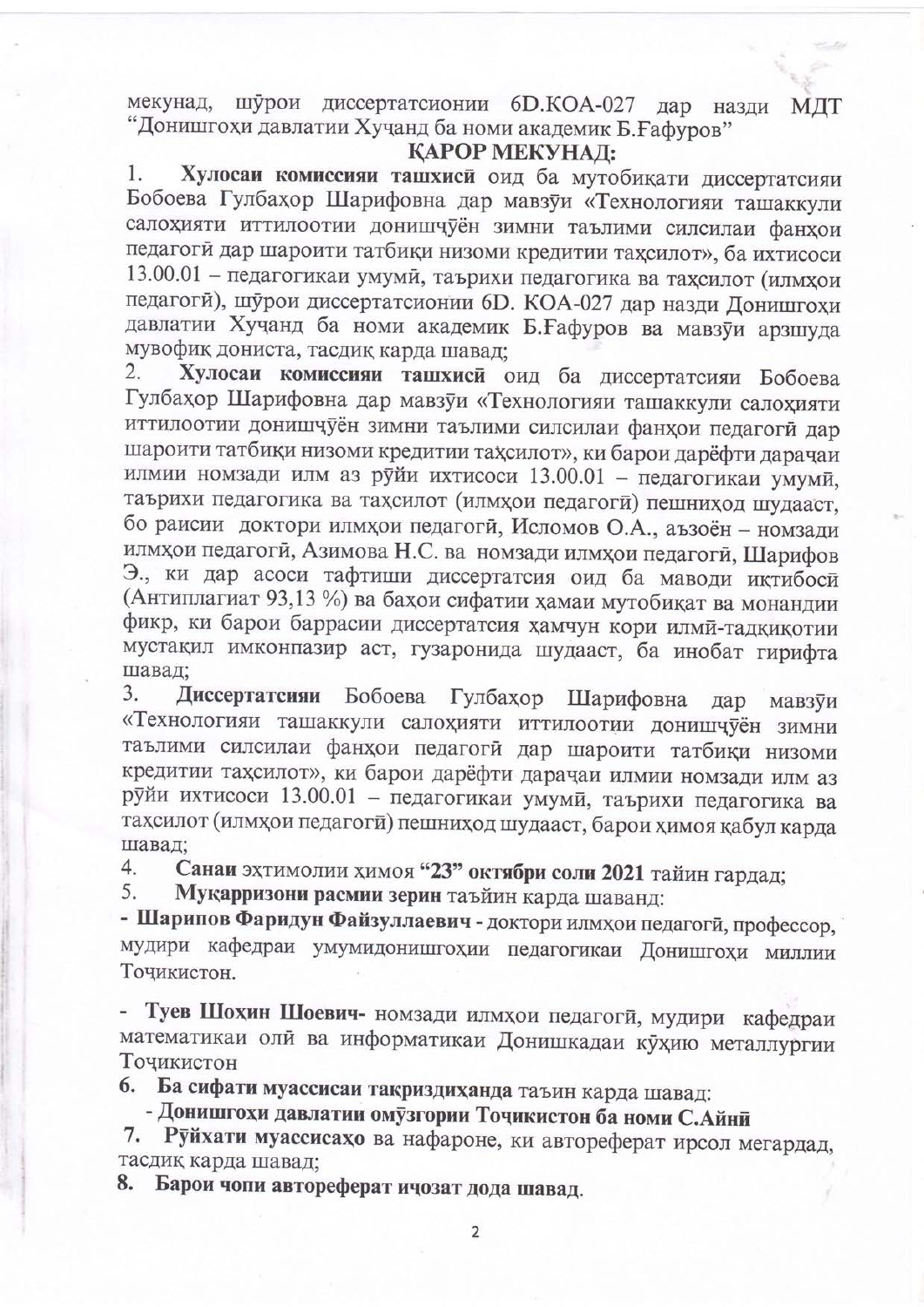мекунад, шӯрои диссертатсионии 6D.КОА-027 дар назди МДТ "Донишгоҳи давлатии Хуҷанд ба номи академик Б.Ғафуров"

## ҚАРОР МЕКУНАД:

1. **Хулосаи комиссияи ташхисӣ** оид ба мутобиқати диссертатсияи Бобоева Гулбаҳор Шарифовна дар мавзӯи «Технологияи ташаккули салоҳияти иттилоотии донишҷӯён зимни таълими силсилаи фанҳои педагогӣ дар шароити татбиқи низоми кредитии таҳсилот», ба ихтисоси 13.00.01 – педагогикаи умумӣ, таърихи педагогика ва таҳсилот (илмҳои педагогӣ), шӯрои диссертатсионии 6D. КОА-027 дар назди Донишгоҳи давлатии Хуҷанд ба номи академик Б.Ғафуров ва мавзӯи арзшуда мувофиқ донистa, тасдиқ карда шавад;
2. **Хулосаи комиссияи ташхисӣ** оид ба диссертатсияи Бобоева Гулбаҳор Шарифовна дар мавзӯи «Технологияи ташаккули салоҳияти иттилоотии донишҷӯён зимни таълими силсилаи фанҳои педагогӣ дар шароити татбиқи низоми кредитии таҳсилот», ки барои дарёфти дараҷаи илмии номзади илм аз рӯйи ихтисоси 13.00.01 – педагогикаи умумӣ, таърихи педагогика ва таҳсилот (илмҳои педагогӣ) пешниҳод шудааст, бо раисии доктори илмҳои педагогӣ, Исломов О.А., аъзоён – номзади илмҳои педагогӣ, Азимова Н.С. ва номзади илмҳои педагогӣ, Шарифов Э., ки дар асоси тафтиши диссертатсия оид ба маводи иқтибосӣ (Антиплагиат 93,13 %) ва баҳои сифатии ҳамаи мутобиқат ва монандии фикр, ки барои баррасии диссертатсия ҳамчун кори илмӣ-тадқиқотии мустақил имконпазир аст, гузаронида шудааст, ба инобат гирифта шавад;
3. **Диссертатсияи** Бобоева Гулбаҳор Шарифовна дар мавзӯи «Технологияи ташаккули салоҳияти иттилоотии донишҷӯён зимни таълими силсилаи фанҳои педагогӣ дар шароити татбиқи низоми кредитии таҳсилот», ки барои дарёфти дараҷаи илмии номзади илм аз рӯйи ихтисоси 13.00.01 – педагогикаи умумӣ, таърихи педагогика ва таҳсилот (илмҳои педагогӣ) пешниҳод шудааст, барои ҳимоя қабул карда шавад;
4. **Санаи** эҳтимолии ҳимоя **"23" октябри соли 2021** тайин гардад;
5. **Муқарризони расмии зерин** таъйин карда шаванд:

**- Шарипов Фаридун Файзуллаевич** - доктори илмҳои педагогӣ, профессор, мудири кафедраи умумидонишгоҳии педагогикаи Донишгоҳи миллии Тоҷикистон.

**- Туев Шоҳин Шоевич**- номзади илмҳои педагогӣ, мудири кафедраи математикаи олӣ ва информатикаи Донишкадаи кӯҳию металлургии Тоҷикистон

6. **Ба сифати муассисаи тақриздиҳанда** таъин карда шавад:
   **- Донишгоҳи давлатии омӯзгории Тоҷикистон ба номи С.Айнӣ**
7. **Рӯйхати муассисаҳо** ва нафароне, ки автореферат ирсол мегардад, тасдиқ карда шавад;
8. **Барои чопи автореферат иҷозат дода шавад.**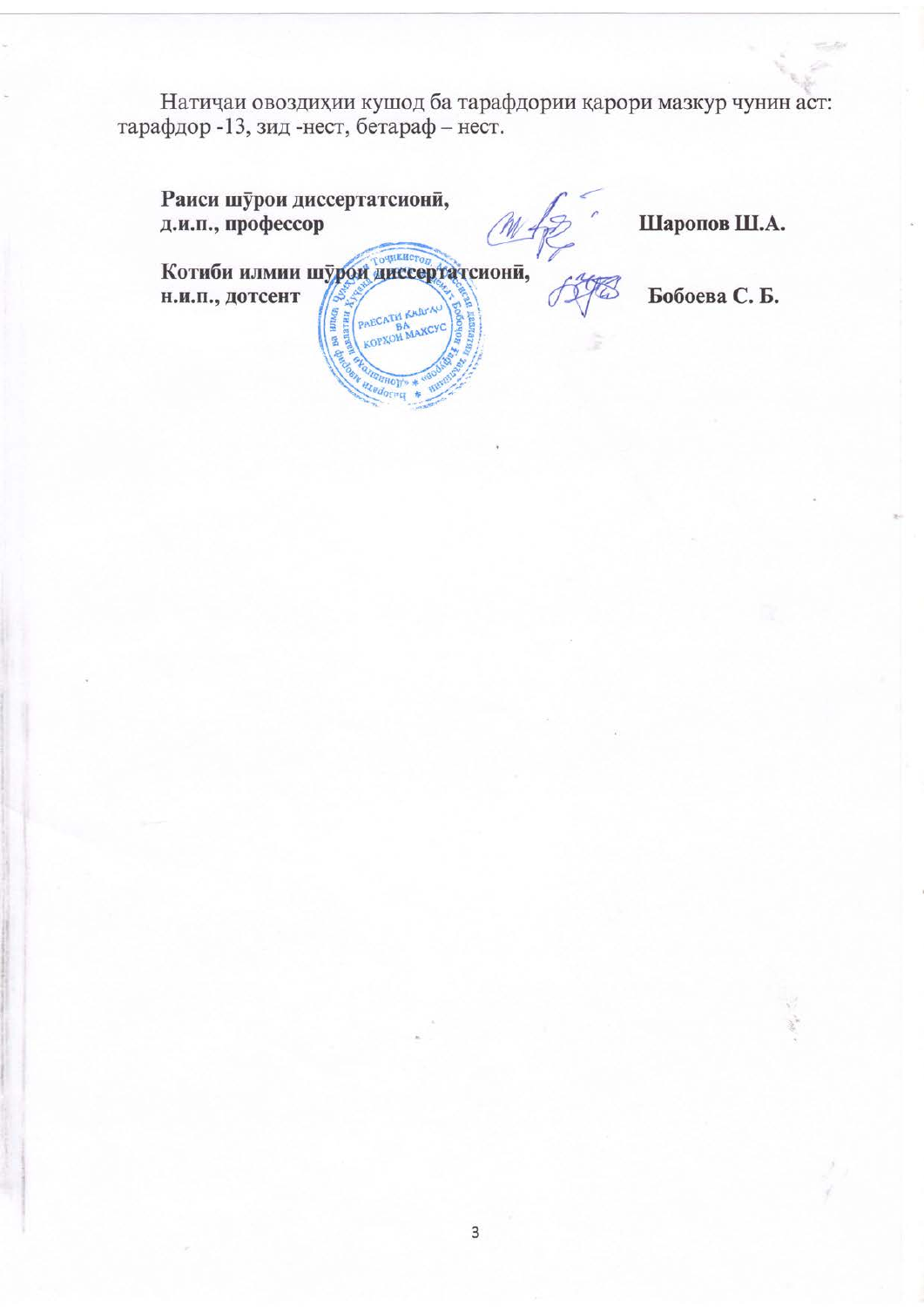Натиҷаи овоздиҳии кушод ба тарафдории қарори мазкур чунин аст: тарафдор -13, зид -нест, бетараф – нест.

**Раиси шӯрои диссертатсионӣ,**
**д.и.п., профессор** **Шаропов Ш.А.**

**Котиби илмии шӯрои диссертатсионӣ,**
**н.и.п., дотсент** **Бобоева С. Б.**